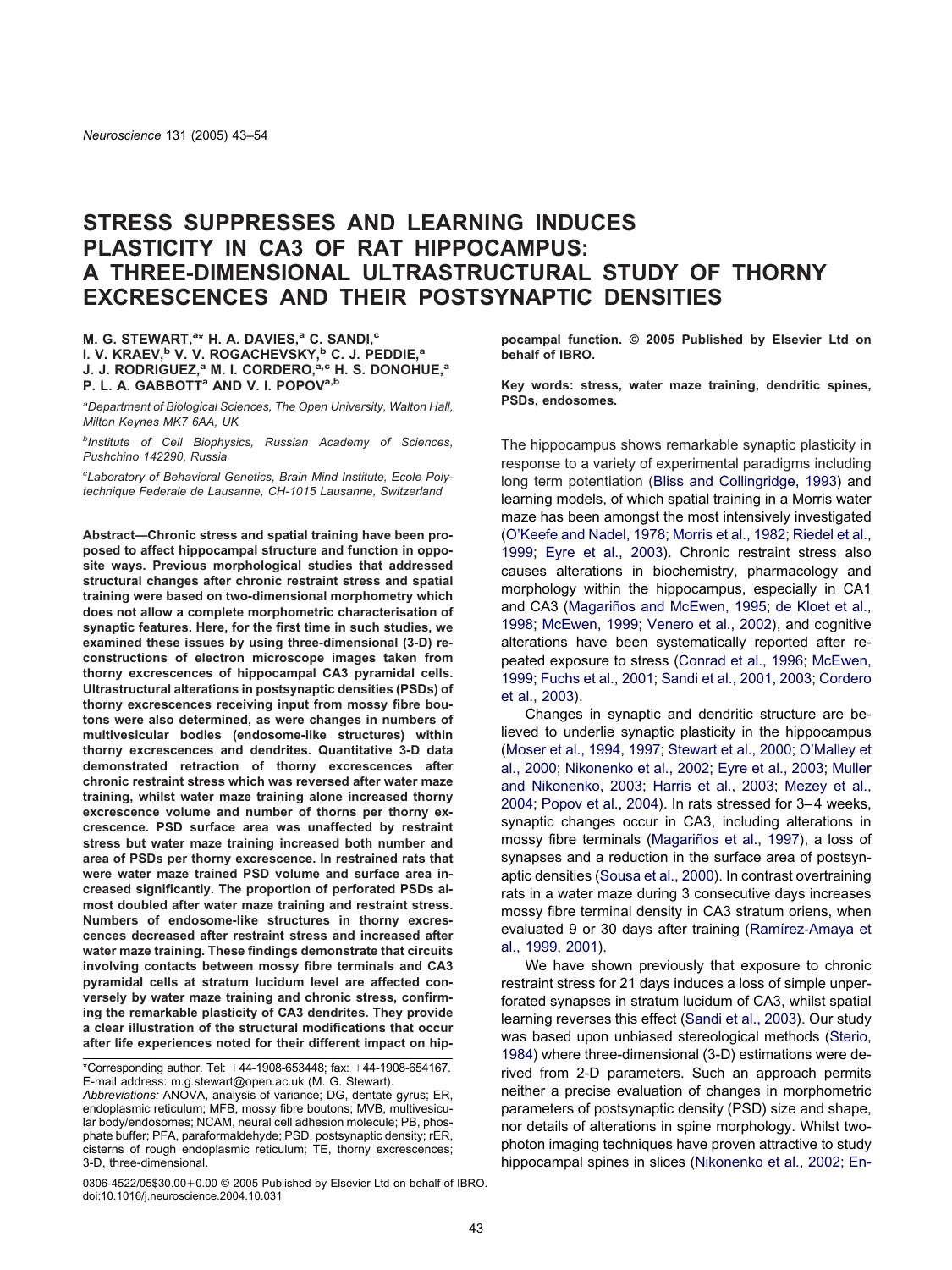# STRESS SUPPRESSES AND LEARNING INDUCES PLASTICITY IN CA3 OF RAT HIPPOCAMPUS: A THREE-DIMENSIONAL ULTRASTRUCTURAL STUDY OF THORNY EXCRESCENCES AND THEIR POSTSYNAPTIC DENSITIES

**M. G. STEWART,[a]* H. A. DAVIES,[a] C. SANDI,[c] I. V. KRAEV,[b] V. V. ROGACHEVSKY,[b] C. J. PEDDIE,[a] J. J. RODRIGUEZ,[a] M. I. CORDERO,[a,c] H. S. DONOHUE,[a] P. L. A. GABBOTT[a] AND V. I. POPOV[a,b]**

[a]*Department of Biological Sciences, The Open University, Walton Hall, Milton Keynes MK7 6AA, UK*

[b]*Institute of Cell Biophysics, Russian Academy of Sciences, Pushchino 142290, Russia*

[c]*Laboratory of Behavioral Genetics, Brain Mind Institute, Ecole Polytechnique Federale de Lausanne, CH-1015 Lausanne, Switzerland*

**Abstract—Chronic stress and spatial training have been proposed to affect hippocampal structure and function in opposite ways. Previous morphological studies that addressed structural changes after chronic restraint stress and spatial training were based on two-dimensional morphometry which does not allow a complete morphometric characterisation of synaptic features. Here, for the first time in such studies, we examined these issues by using three-dimensional (3-D) reconstructions of electron microscope images taken from thorny excrescences of hippocampal CA3 pyramidal cells. Ultrastructural alterations in postsynaptic densities (PSDs) of thorny excrescences receiving input from mossy fibre boutons were also determined, as were changes in numbers of multivesicular bodies (endosome-like structures) within thorny excrescences and dendrites. Quantitative 3-D data demonstrated retraction of thorny excrescences after chronic restraint stress which was reversed after water maze training, whilst water maze training alone increased thorny excrescence volume and number of thorns per thorny excrescence. PSD surface area was unaffected by restraint stress but water maze training increased both number and area of PSDs per thorny excrescence. In restrained rats that were water maze trained PSD volume and surface area increased significantly. The proportion of perforated PSDs almost doubled after water maze training and restraint stress. Numbers of endosome-like structures in thorny excrescences decreased after restraint stress and increased after water maze training. These findings demonstrate that circuits involving contacts between mossy fibre terminals and CA3 pyramidal cells at stratum lucidum level are affected conversely by water maze training and chronic stress, confirming the remarkable plasticity of CA3 dendrites. They provide a clear illustration of the structural modifications that occur after life experiences noted for their different impact on hippocampal function. © 2005 Published by Elsevier Ltd on behalf of IBRO.**

**Key words: stress, water maze training, dendritic spines, PSDs, endosomes.**

The hippocampus shows remarkable synaptic plasticity in response to a variety of experimental paradigms including long term potentiation (Bliss and Collingridge, 1993) and learning models, of which spatial training in a Morris water maze has been amongst the most intensively investigated (O'Keefe and Nadel, 1978; Morris et al., 1982; Riedel et al., 1999; Eyre et al., 2003). Chronic restraint stress also causes alterations in biochemistry, pharmacology and morphology within the hippocampus, especially in CA1 and CA3 (Magariños and McEwen, 1995; de Kloet et al., 1998; McEwen, 1999; Venero et al., 2002), and cognitive alterations have been systematically reported after repeated exposure to stress (Conrad et al., 1996; McEwen, 1999; Fuchs et al., 2001; Sandi et al., 2001, 2003; Cordero et al., 2003).

Changes in synaptic and dendritic structure are believed to underlie synaptic plasticity in the hippocampus (Moser et al., 1994, 1997; Stewart et al., 2000; O'Malley et al., 2000; Nikonenko et al., 2002; Eyre et al., 2003; Muller and Nikonenko, 2003; Harris et al., 2003; Mezey et al., 2004; Popov et al., 2004). In rats stressed for 3–4 weeks, synaptic changes occur in CA3, including alterations in mossy fibre terminals (Magariños et al., 1997), a loss of synapses and a reduction in the surface area of postsynaptic densities (Sousa et al., 2000). In contrast overtraining rats in a water maze during 3 consecutive days increases mossy fibre terminal density in CA3 stratum oriens, when evaluated 9 or 30 days after training (Ramírez-Amaya et al., 1999, 2001).

We have shown previously that exposure to chronic restraint stress for 21 days induces a loss of simple unperforated synapses in stratum lucidum of CA3, whilst spatial learning reverses this effect (Sandi et al., 2003). Our study was based upon unbiased stereological methods (Sterio, 1984) where three-dimensional (3-D) estimations were derived from 2-D parameters. Such an approach permits neither a precise evaluation of changes in morphometric parameters of postsynaptic density (PSD) size and shape, nor details of alterations in spine morphology. Whilst two-photon imaging techniques have proven attractive to study hippocampal spines in slices (Nikonenko et al., 2002; En-

*Corresponding author. Tel: +44-1908-653448; fax: +44-1908-654167.
E-mail address: m.g.stewart@open.ac.uk (M. G. Stewart).
*Abbreviations:* ANOVA, analysis of variance; DG, dentate gyrus; ER, endoplasmic reticulum; MFB, mossy fibre boutons; MVB, multivesicular body/endosomes; NCAM, neural cell adhesion molecule; PB, phosphate buffer; PFA, paraformaldehyde; PSD, postsynaptic density; rER, cisterns of rough endoplasmic reticulum; TE, thorny excrescences; 3-D, three-dimensional.

0306-4522/05$30.00+0.00 © 2005 Published by Elsevier Ltd on behalf of IBRO.
doi:10.1016/j.neuroscience.2004.10.031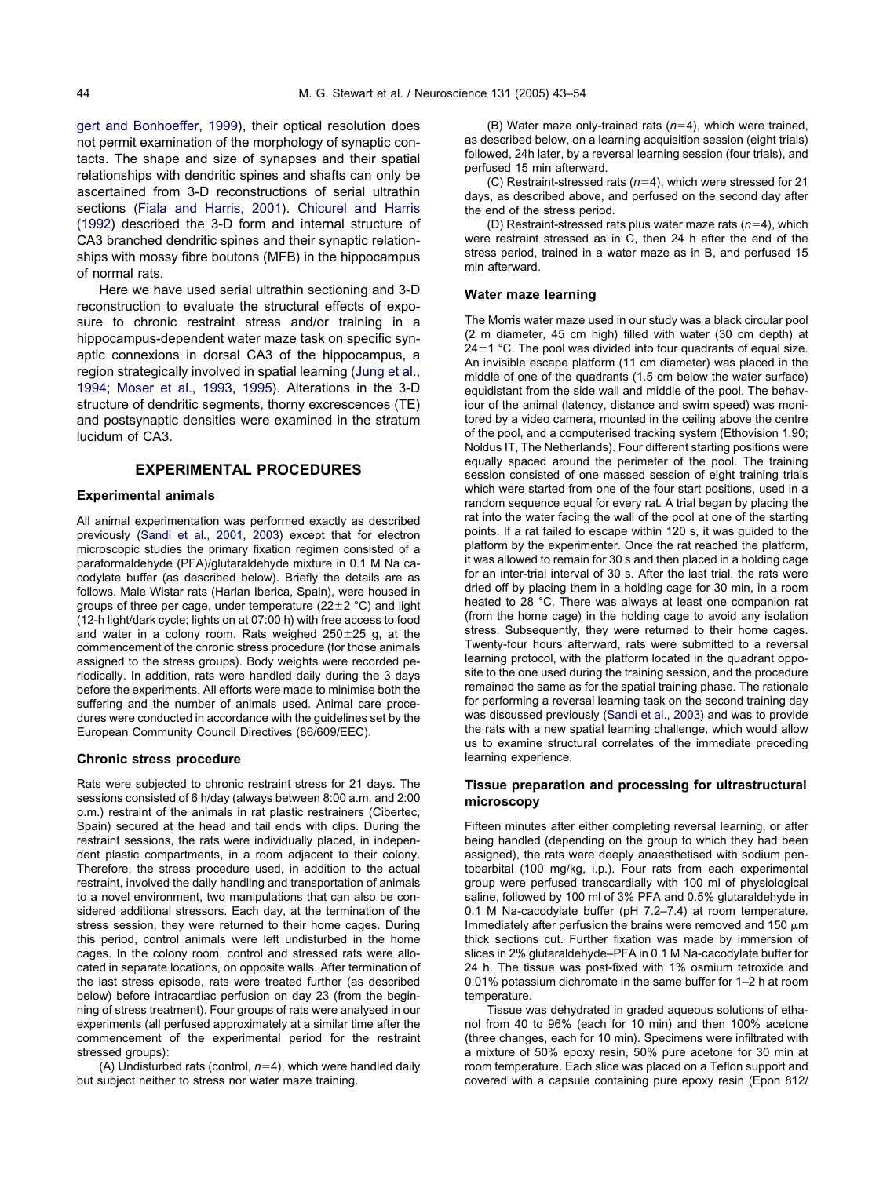gert and Bonhoeffer, 1999), their optical resolution does not permit examination of the morphology of synaptic contacts. The shape and size of synapses and their spatial relationships with dendritic spines and shafts can only be ascertained from 3-D reconstructions of serial ultrathin sections (Fiala and Harris, 2001). Chicurel and Harris (1992) described the 3-D form and internal structure of CA3 branched dendritic spines and their synaptic relationships with mossy fibre boutons (MFB) in the hippocampus of normal rats.

Here we have used serial ultrathin sectioning and 3-D reconstruction to evaluate the structural effects of exposure to chronic restraint stress and/or training in a hippocampus-dependent water maze task on specific synaptic connexions in dorsal CA3 of the hippocampus, a region strategically involved in spatial learning (Jung et al., 1994; Moser et al., 1993, 1995). Alterations in the 3-D structure of dendritic segments, thorny excrescences (TE) and postsynaptic densities were examined in the stratum lucidum of CA3.

## EXPERIMENTAL PROCEDURES

### Experimental animals

All animal experimentation was performed exactly as described previously (Sandi et al., 2001, 2003) except that for electron microscopic studies the primary fixation regimen consisted of a paraformaldehyde (PFA)/glutaraldehyde mixture in 0.1 M Na cacodylate buffer (as described below). Briefly the details are as follows. Male Wistar rats (Harlan Iberica, Spain), were housed in groups of three per cage, under temperature (22±2 °C) and light (12-h light/dark cycle; lights on at 07:00 h) with free access to food and water in a colony room. Rats weighed 250±25 g, at the commencement of the chronic stress procedure (for those animals assigned to the stress groups). Body weights were recorded periodically. In addition, rats were handled daily during the 3 days before the experiments. All efforts were made to minimise both the suffering and the number of animals used. Animal care procedures were conducted in accordance with the guidelines set by the European Community Council Directives (86/609/EEC).

### Chronic stress procedure

Rats were subjected to chronic restraint stress for 21 days. The sessions consisted of 6 h/day (always between 8:00 a.m. and 2:00 p.m.) restraint of the animals in rat plastic restrainers (Cibertec, Spain) secured at the head and tail ends with clips. During the restraint sessions, the rats were individually placed, in independent plastic compartments, in a room adjacent to their colony. Therefore, the stress procedure used, in addition to the actual restraint, involved the daily handling and transportation of animals to a novel environment, two manipulations that can also be considered additional stressors. Each day, at the termination of the stress session, they were returned to their home cages. During this period, control animals were left undisturbed in the home cages. In the colony room, control and stressed rats were allocated in separate locations, on opposite walls. After termination of the last stress episode, rats were treated further (as described below) before intracardiac perfusion on day 23 (from the beginning of stress treatment). Four groups of rats were analysed in our experiments (all perfused approximately at a similar time after the commencement of the experimental period for the restraint stressed groups):

(A) Undisturbed rats (control, $n=4$), which were handled daily but subject neither to stress nor water maze training.

(B) Water maze only-trained rats ($n=4$), which were trained, as described below, on a learning acquisition session (eight trials) followed, 24h later, by a reversal learning session (four trials), and perfused 15 min afterward.

(C) Restraint-stressed rats ($n=4$), which were stressed for 21 days, as described above, and perfused on the second day after the end of the stress period.

(D) Restraint-stressed rats plus water maze rats ($n=4$), which were restraint stressed as in C, then 24 h after the end of the stress period, trained in a water maze as in B, and perfused 15 min afterward.

### Water maze learning

The Morris water maze used in our study was a black circular pool (2 m diameter, 45 cm high) filled with water (30 cm depth) at 24±1 °C. The pool was divided into four quadrants of equal size. An invisible escape platform (11 cm diameter) was placed in the middle of one of the quadrants (1.5 cm below the water surface) equidistant from the side wall and middle of the pool. The behaviour of the animal (latency, distance and swim speed) was monitored by a video camera, mounted in the ceiling above the centre of the pool, and a computerised tracking system (Ethovision 1.90; Noldus IT, The Netherlands). Four different starting positions were equally spaced around the perimeter of the pool. The training session consisted of one massed session of eight training trials which were started from one of the four start positions, used in a random sequence equal for every rat. A trial began by placing the rat into the water facing the wall of the pool at one of the starting points. If a rat failed to escape within 120 s, it was guided to the platform by the experimenter. Once the rat reached the platform, it was allowed to remain for 30 s and then placed in a holding cage for an inter-trial interval of 30 s. After the last trial, the rats were dried off by placing them in a holding cage for 30 min, in a room heated to 28 °C. There was always at least one companion rat (from the home cage) in the holding cage to avoid any isolation stress. Subsequently, they were returned to their home cages. Twenty-four hours afterward, rats were submitted to a reversal learning protocol, with the platform located in the quadrant opposite to the one used during the training session, and the procedure remained the same as for the spatial training phase. The rationale for performing a reversal learning task on the second training day was discussed previously (Sandi et al., 2003) and was to provide the rats with a new spatial learning challenge, which would allow us to examine structural correlates of the immediate preceding learning experience.

### Tissue preparation and processing for ultrastructural microscopy

Fifteen minutes after either completing reversal learning, or after being handled (depending on the group to which they had been assigned), the rats were deeply anaesthetised with sodium pentobarbital (100 mg/kg, i.p.). Four rats from each experimental group were perfused transcardially with 100 ml of physiological saline, followed by 100 ml of 3% PFA and 0.5% glutaraldehyde in 0.1 M Na-cacodylate buffer (pH 7.2–7.4) at room temperature. Immediately after perfusion the brains were removed and 150 μm thick sections cut. Further fixation was made by immersion of slices in 2% glutaraldehyde–PFA in 0.1 M Na-cacodylate buffer for 24 h. The tissue was post-fixed with 1% osmium tetroxide and 0.01% potassium dichromate in the same buffer for 1–2 h at room temperature.

Tissue was dehydrated in graded aqueous solutions of ethanol from 40 to 96% (each for 10 min) and then 100% acetone (three changes, each for 10 min). Specimens were infiltrated with a mixture of 50% epoxy resin, 50% pure acetone for 30 min at room temperature. Each slice was placed on a Teflon support and covered with a capsule containing pure epoxy resin (Epon 812/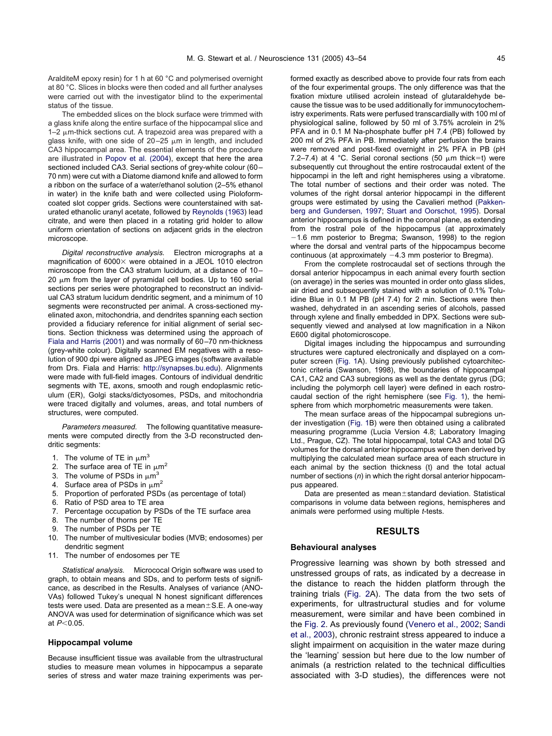AralditeM epoxy resin) for 1 h at 60 °C and polymerised overnight at 80 °C. Slices in blocks were then coded and all further analyses were carried out with the investigator blind to the experimental status of the tissue.

The embedded slices on the block surface were trimmed with a glass knife along the entire surface of the hippocampal slice and 1–2 μm-thick sections cut. A trapezoid area was prepared with a glass knife, with one side of 20–25 μm in length, and included CA3 hippocampal area. The essential elements of the procedure are illustrated in Popov et al. (2004), except that here the area sectioned included CA3. Serial sections of grey-white colour (60–70 nm) were cut with a Diatome diamond knife and allowed to form a ribbon on the surface of a water/ethanol solution (2–5% ethanol in water) in the knife bath and were collected using Pioloform-coated slot copper grids. Sections were counterstained with saturated ethanolic uranyl acetate, followed by Reynolds (1963) lead citrate, and were then placed in a rotating grid holder to allow uniform orientation of sections on adjacent grids in the electron microscope.

*Digital reconstructive analysis.* Electron micrographs at a magnification of 6000× were obtained in a JEOL 1010 electron microscope from the CA3 stratum lucidum, at a distance of 10–20 μm from the layer of pyramidal cell bodies. Up to 160 serial sections per series were photographed to reconstruct an individual CA3 stratum lucidum dendritic segment, and a minimum of 10 segments were reconstructed per animal. A cross-sectioned myelinated axon, mitochondria, and dendrites spanning each section provided a fiduciary reference for initial alignment of serial sections. Section thickness was determined using the approach of Fiala and Harris (2001) and was normally of 60–70 nm-thickness (grey-white colour). Digitally scanned EM negatives with a resolution of 900 dpi were aligned as JPEG images (software available from Drs. Fiala and Harris: http://synapses.bu.edu). Alignments were made with full-field images. Contours of individual dendritic segments with TE, axons, smooth and rough endoplasmic reticulum (ER), Golgi stacks/dictyosomes, PSDs, and mitochondria were traced digitally and volumes, areas, and total numbers of structures, were computed.

*Parameters measured.* The following quantitative measurements were computed directly from the 3-D reconstructed dendritic segments:

1. The volume of TE in $\mu m^3$
2. The surface area of TE in $\mu m^2$
3. The volume of PSDs in $\mu m^3$
4. Surface area of PSDs in $\mu m^2$
5. Proportion of perforated PSDs (as percentage of total)
6. Ratio of PSD area to TE area
7. Percentage occupation by PSDs of the TE surface area
8. The number of thorns per TE
9. The number of PSDs per TE
10. The number of multivesicular bodies (MVB; endosomes) per dendritic segment
11. The number of endosomes per TE

*Statistical analysis.* Micrococal Origin software was used to graph, to obtain means and SDs, and to perform tests of significance, as described in the Results. Analyses of variance (ANOVAs) followed Tukey's unequal N honest significant differences tests were used. Data are presented as a mean±S.E. A one-way ANOVA was used for determination of significance which was set at $P<0.05$.

### Hippocampal volume

Because insufficient tissue was available from the ultrastructural studies to measure mean volumes in hippocampus a separate series of stress and water maze training experiments was performed exactly as described above to provide four rats from each of the four experimental groups. The only difference was that the fixation mixture utilised acrolein instead of glutaraldehyde because the tissue was to be used additionally for immunocytochemistry experiments. Rats were perfused transcardially with 100 ml of physiological saline, followed by 50 ml of 3.75% acrolein in 2% PFA and in 0.1 M Na-phosphate buffer pH 7.4 (PB) followed by 200 ml of 2% PFA in PB. Immediately after perfusion the brains were removed and post-fixed overnight in 2% PFA in PB (pH 7.2–7.4) at 4 °C. Serial coronal sections (50 μm thick=t) were subsequently cut throughout the entire rostrocaudal extent of the hippocampi in the left and right hemispheres using a vibratome. The total number of sections and their order was noted. The volumes of the right dorsal anterior hippocampi in the different groups were estimated by using the Cavalieri method (Pakkenberg and Gundersen, 1997; Stuart and Oorschot, 1995). Dorsal anterior hippocampus is defined in the coronal plane, as extending from the rostral pole of the hippocampus (at approximately −1.6 mm posterior to Bregma; Swanson, 1998) to the region where the dorsal and ventral parts of the hippocampus become continuous (at approximately −4.3 mm posterior to Bregma).

From the complete rostrocaudal set of sections through the dorsal anterior hippocampus in each animal every fourth section (on average) in the series was mounted in order onto glass slides, air dried and subsequently stained with a solution of 0.1% Toluidine Blue in 0.1 M PB (pH 7.4) for 2 min. Sections were then washed, dehydrated in an ascending series of alcohols, passed through xylene and finally embedded in DPX. Sections were subsequently viewed and analysed at low magnification in a Nikon E600 digital photomicroscope.

Digital images including the hippocampus and surrounding structures were captured electronically and displayed on a computer screen (Fig. 1A). Using previously published cytoarchitectonic criteria (Swanson, 1998), the boundaries of hippocampal CA1, CA2 and CA3 subregions as well as the dentate gyrus (DG; including the polymorph cell layer) were defined in each rostrocaudal section of the right hemisphere (see Fig. 1), the hemisphere from which morphometric measurements were taken.

The mean surface areas of the hippocampal subregions under investigation (Fig. 1B) were then obtained using a calibrated measuring programme (Lucia Version 4.8; Laboratory Imaging Ltd., Prague, CZ). The total hippocampal, total CA3 and total DG volumes for the dorsal anterior hippocampus were then derived by multiplying the calculated mean surface area of each structure in each animal by the section thickness (t) and the total actual number of sections (*n*) in which the right dorsal anterior hippocampus appeared.

Data are presented as mean±standard deviation. Statistical comparisons in volume data between regions, hemispheres and animals were performed using multiple *t*-tests.

## RESULTS

### Behavioural analyses

Progressive learning was shown by both stressed and unstressed groups of rats, as indicated by a decrease in the distance to reach the hidden platform through the training trials (Fig. 2A). The data from the two sets of experiments, for ultrastructural studies and for volume measurement, were similar and have been combined in the Fig. 2. As previously found (Venero et al., 2002; Sandi et al., 2003), chronic restraint stress appeared to induce a slight impairment on acquisition in the water maze during the 'learning' session but here due to the low number of animals (a restriction related to the technical difficulties associated with 3-D studies), the differences were not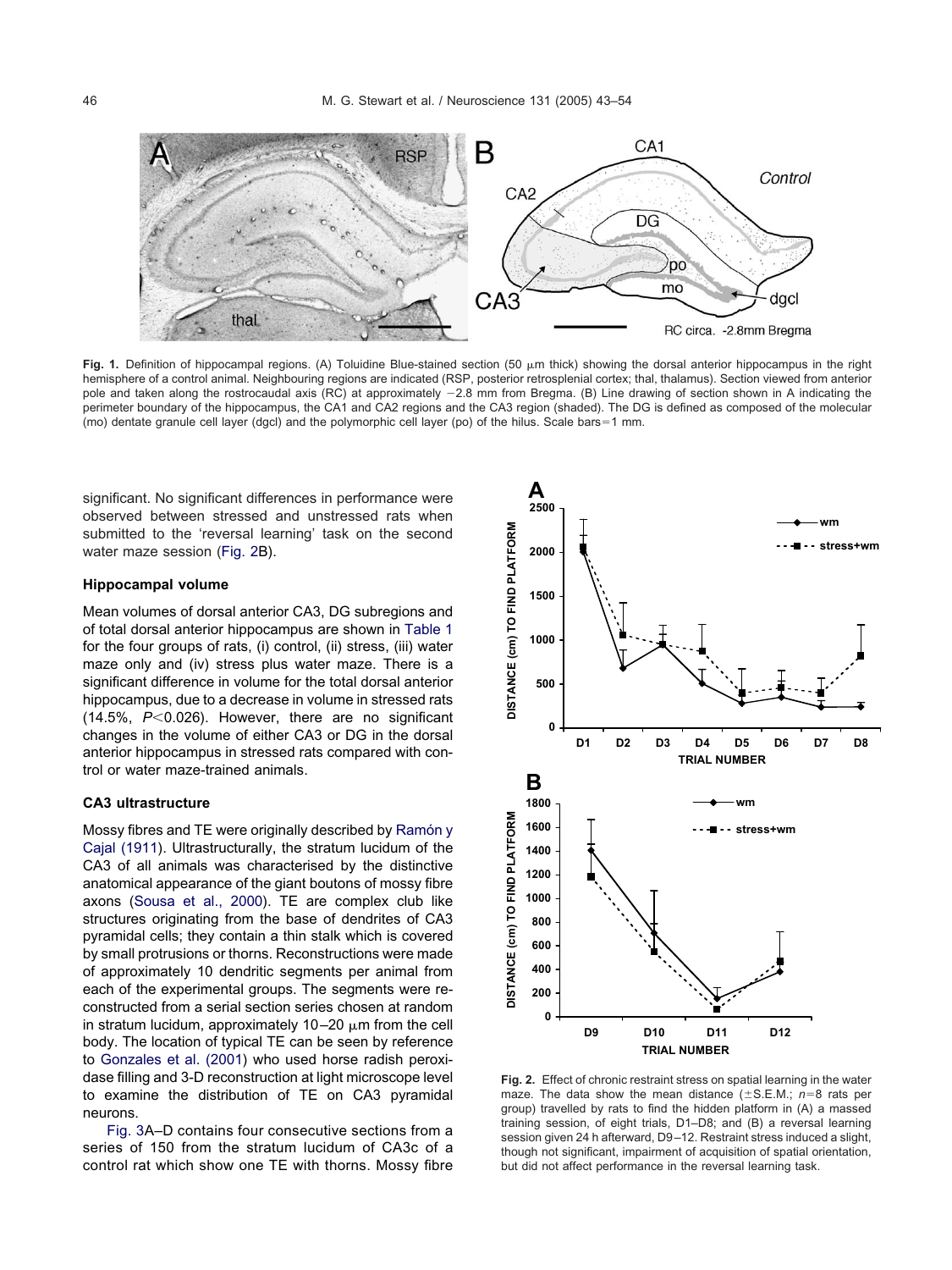**Fig. 1.** Definition of hippocampal regions. (A) Toluidine Blue-stained section (50 μm thick) showing the dorsal anterior hippocampus in the right hemisphere of a control animal. Neighbouring regions are indicated (RSP, posterior retrosplenial cortex; thal, thalamus). Section viewed from anterior pole and taken along the rostrocaudal axis (RC) at approximately −2.8 mm from Bregma. (B) Line drawing of section shown in A indicating the perimeter boundary of the hippocampus, the CA1 and CA2 regions and the CA3 region (shaded). The DG is defined as composed of the molecular (mo) dentate granule cell layer (dgcl) and the polymorphic cell layer (po) of the hilus. Scale bars=1 mm.

significant. No significant differences in performance were observed between stressed and unstressed rats when submitted to the 'reversal learning' task on the second water maze session (Fig. 2B).

### Hippocampal volume

Mean volumes of dorsal anterior CA3, DG subregions and of total dorsal anterior hippocampus are shown in Table 1 for the four groups of rats, (i) control, (ii) stress, (iii) water maze only and (iv) stress plus water maze. There is a significant difference in volume for the total dorsal anterior hippocampus, due to a decrease in volume in stressed rats (14.5%, $P<0.026$). However, there are no significant changes in the volume of either CA3 or DG in the dorsal anterior hippocampus in stressed rats compared with control or water maze-trained animals.

### CA3 ultrastructure

Mossy fibres and TE were originally described by Ramón y Cajal (1911). Ultrastructurally, the stratum lucidum of the CA3 of all animals was characterised by the distinctive anatomical appearance of the giant boutons of mossy fibre axons (Sousa et al., 2000). TE are complex club like structures originating from the base of dendrites of CA3 pyramidal cells; they contain a thin stalk which is covered by small protrusions or thorns. Reconstructions were made of approximately 10 dendritic segments per animal from each of the experimental groups. The segments were reconstructed from a serial section series chosen at random in stratum lucidum, approximately 10–20 μm from the cell body. The location of typical TE can be seen by reference to Gonzales et al. (2001) who used horse radish peroxidase filling and 3-D reconstruction at light microscope level to examine the distribution of TE on CA3 pyramidal neurons.

Fig. 3A–D contains four consecutive sections from a series of 150 from the stratum lucidum of CA3c of a control rat which show one TE with thorns. Mossy fibre

**Fig. 2.** Effect of chronic restraint stress on spatial learning in the water maze. The data show the mean distance (±S.E.M.; $n=8$ rats per group) travelled by rats to find the hidden platform in (A) a massed training session, of eight trials, D1–D8; and (B) a reversal learning session given 24 h afterward, D9–12. Restraint stress induced a slight, though not significant, impairment of acquisition of spatial orientation, but did not affect performance in the reversal learning task.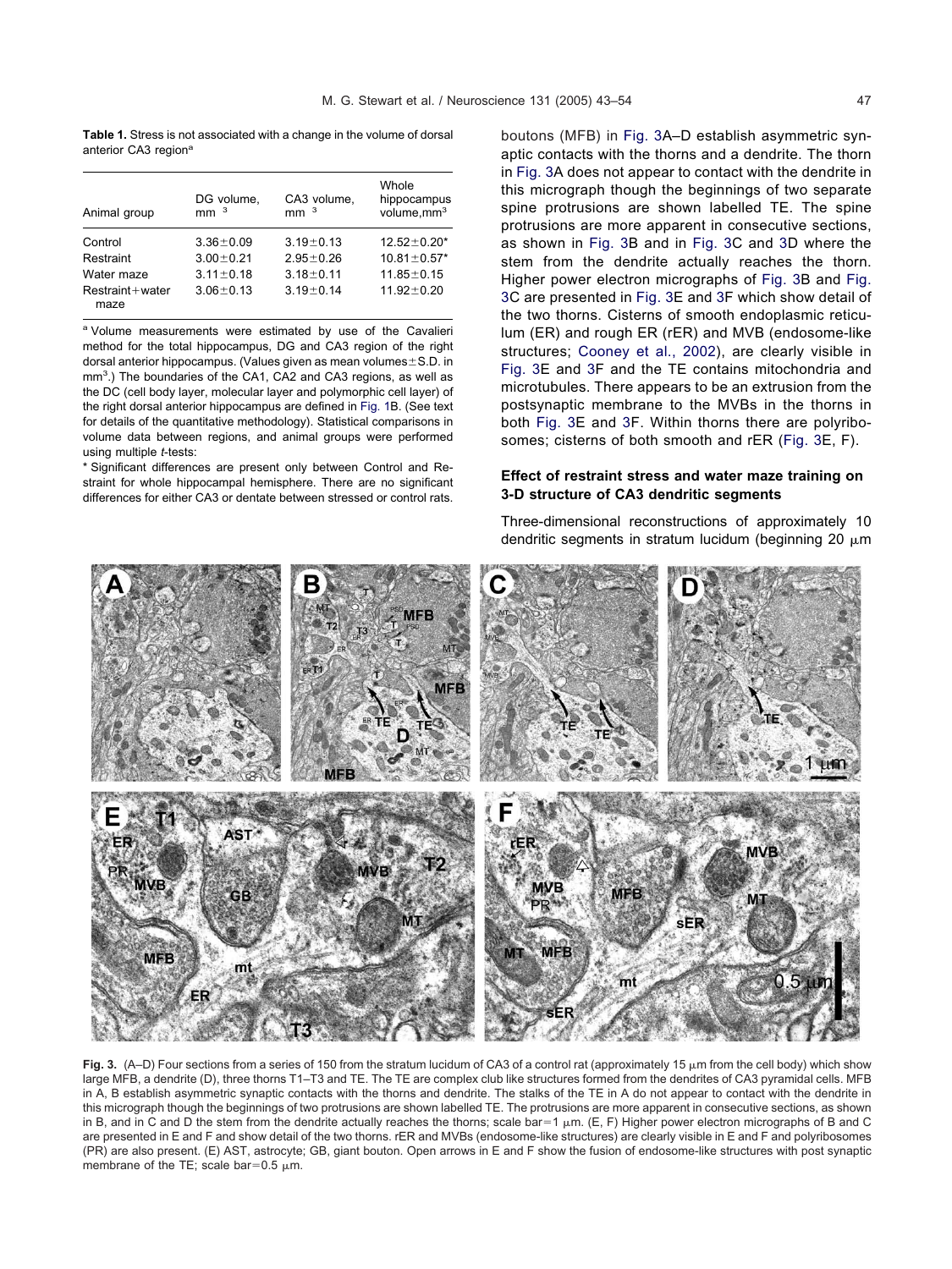**Table 1.** Stress is not associated with a change in the volume of dorsal anterior CA3 region[a]

| Animal group | DG volume, mm [3] | CA3 volume, mm [3] | Whole hippocampus volume,mm[3] |
|---|---|---|---|
| Control | 3.36±0.09 | 3.19±0.13 | 12.52±0.20* |
| Restraint | 3.00±0.21 | 2.95±0.26 | 10.81±0.57* |
| Water maze | 3.11±0.18 | 3.18±0.11 | 11.85±0.15 |
| Restraint+water maze | 3.06±0.13 | 3.19±0.14 | 11.92±0.20 |

[a] Volume measurements were estimated by use of the Cavalieri method for the total hippocampus, DG and CA3 region of the right dorsal anterior hippocampus. (Values given as mean volumes±S.D. in mm$^3$.) The boundaries of the CA1, CA2 and CA3 regions, as well as the DC (cell body layer, molecular layer and polymorphic cell layer) of the right dorsal anterior hippocampus are defined in Fig. 1B. (See text for details of the quantitative methodology). Statistical comparisons in volume data between regions, and animal groups were performed using multiple *t*-tests:

\* Significant differences are present only between Control and Restraint for whole hippocampal hemisphere. There are no significant differences for either CA3 or dentate between stressed or control rats.

boutons (MFB) in Fig. 3A–D establish asymmetric synaptic contacts with the thorns and a dendrite. The thorn in Fig. 3A does not appear to contact with the dendrite in this micrograph though the beginnings of two separate spine protrusions are shown labelled TE. The spine protrusions are more apparent in consecutive sections, as shown in Fig. 3B and in Fig. 3C and 3D where the stem from the dendrite actually reaches the thorn. Higher power electron micrographs of Fig. 3B and Fig. 3C are presented in Fig. 3E and 3F which show detail of the two thorns. Cisterns of smooth endoplasmic reticulum (ER) and rough ER (rER) and MVB (endosome-like structures; Cooney et al., 2002), are clearly visible in Fig. 3E and 3F and the TE contains mitochondria and microtubules. There appears to be an extrusion from the postsynaptic membrane to the MVBs in the thorns in both Fig. 3E and 3F. Within thorns there are polyribosomes; cisterns of both smooth and rER (Fig. 3E, F).

### Effect of restraint stress and water maze training on 3-D structure of CA3 dendritic segments

Three-dimensional reconstructions of approximately 10 dendritic segments in stratum lucidum (beginning 20 μm

**Fig. 3.** (A–D) Four sections from a series of 150 from the stratum lucidum of CA3 of a control rat (approximately 15 μm from the cell body) which show large MFB, a dendrite (D), three thorns T1–T3 and TE. The TE are complex club like structures formed from the dendrites of CA3 pyramidal cells. MFB in A, B establish asymmetric synaptic contacts with the thorns and dendrite. The stalks of the TE in A do not appear to contact with the dendrite in this micrograph though the beginnings of two protrusions are shown labelled TE. The protrusions are more apparent in consecutive sections, as shown in B, and in C and D the stem from the dendrite actually reaches the thorns; scale bar=1 μm. (E, F) Higher power electron micrographs of B and C are presented in E and F and show detail of the two thorns. rER and MVBs (endosome-like structures) are clearly visible in E and F and polyribosomes (PR) are also present. (E) AST, astrocyte; GB, giant bouton. Open arrows in E and F show the fusion of endosome-like structures with post synaptic membrane of the TE; scale bar=0.5 μm.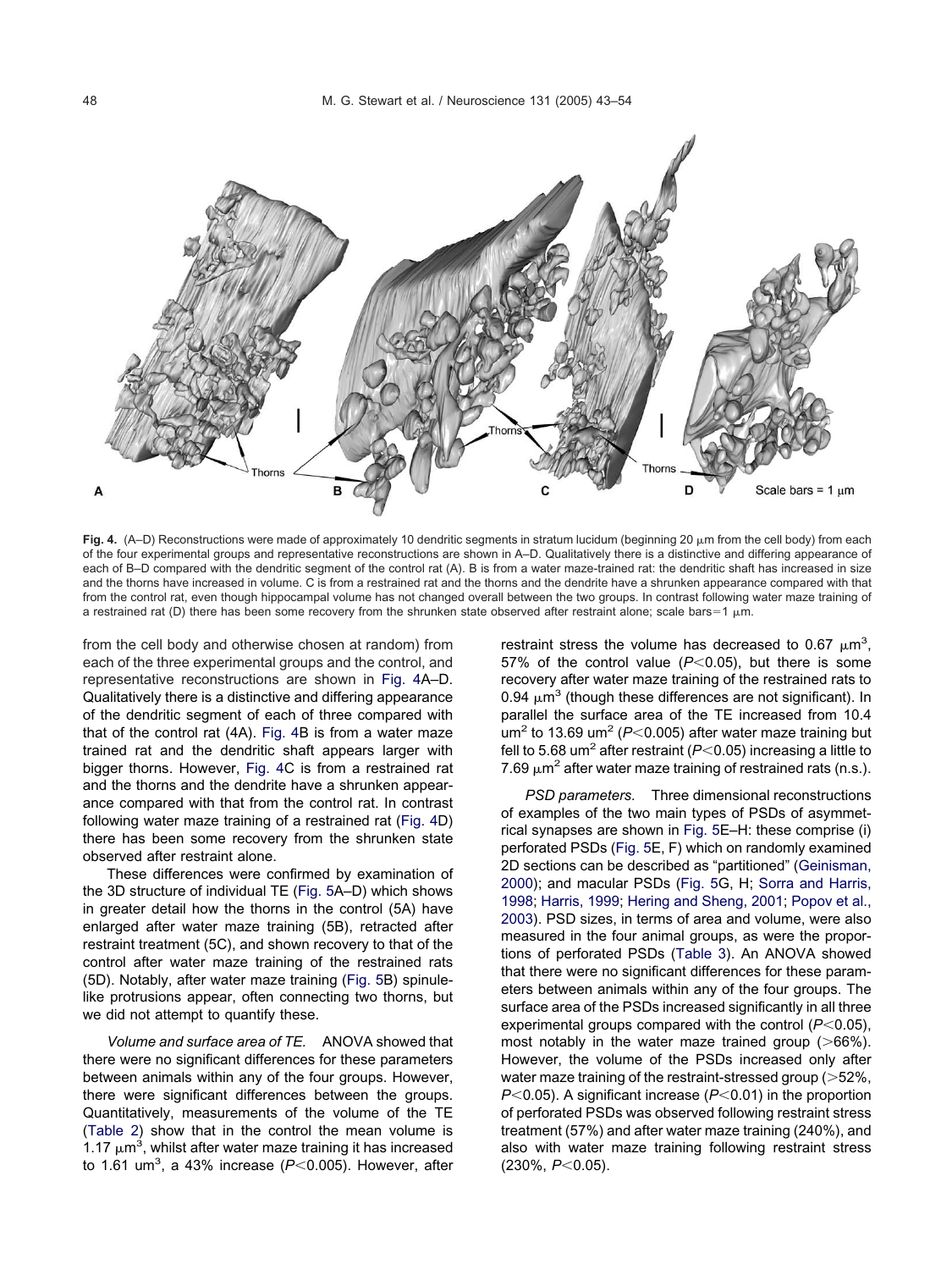Thorns

Thorns

Thorns

Thorns

A

B

C

D

Scale bars = 1 μm

**Fig. 4.** (A–D) Reconstructions were made of approximately 10 dendritic segments in stratum lucidum (beginning 20 μm from the cell body) from each of the four experimental groups and representative reconstructions are shown in A–D. Qualitatively there is a distinctive and differing appearance of each of B–D compared with the dendritic segment of the control rat (A). B is from a water maze-trained rat: the dendritic shaft has increased in size and the thorns have increased in volume. C is from a restrained rat and the thorns and the dendrite have a shrunken appearance compared with that from the control rat, even though hippocampal volume has not changed overall between the two groups. In contrast following water maze training of a restrained rat (D) there has been some recovery from the shrunken state observed after restraint alone; scale bars=1 μm.

from the cell body and otherwise chosen at random) from each of the three experimental groups and the control, and representative reconstructions are shown in Fig. 4A–D. Qualitatively there is a distinctive and differing appearance of the dendritic segment of each of three compared with that of the control rat (4A). Fig. 4B is from a water maze trained rat and the dendritic shaft appears larger with bigger thorns. However, Fig. 4C is from a restrained rat and the thorns and the dendrite have a shrunken appearance compared with that from the control rat. In contrast following water maze training of a restrained rat (Fig. 4D) there has been some recovery from the shrunken state observed after restraint alone.

These differences were confirmed by examination of the 3D structure of individual TE (Fig. 5A–D) which shows in greater detail how the thorns in the control (5A) have enlarged after water maze training (5B), retracted after restraint treatment (5C), and shown recovery to that of the control after water maze training of the restrained rats (5D). Notably, after water maze training (Fig. 5B) spinule-like protrusions appear, often connecting two thorns, but we did not attempt to quantify these.

*Volume and surface area of TE.* ANOVA showed that there were no significant differences for these parameters between animals within any of the four groups. However, there were significant differences between the groups. Quantitatively, measurements of the volume of the TE (Table 2) show that in the control the mean volume is 1.17 $\mu m^3$, whilst after water maze training it has increased to 1.61 $um^3$, a 43% increase ($P<0.005$). However, after restraint stress the volume has decreased to 0.67 $\mu m^3$, 57% of the control value ($P<0.05$), but there is some recovery after water maze training of the restrained rats to 0.94 $\mu m^3$ (though these differences are not significant). In parallel the surface area of the TE increased from 10.4 $um^2$ to 13.69 $um^2$ ($P<0.005$) after water maze training but fell to 5.68 $um^2$ after restraint ($P<0.05$) increasing a little to 7.69 $\mu m^2$ after water maze training of restrained rats (n.s.).

*PSD parameters.* Three dimensional reconstructions of examples of the two main types of PSDs of asymmetrical synapses are shown in Fig. 5E–H: these comprise (i) perforated PSDs (Fig. 5E, F) which on randomly examined 2D sections can be described as "partitioned" (Geinisman, 2000); and macular PSDs (Fig. 5G, H; Sorra and Harris, 1998; Harris, 1999; Hering and Sheng, 2001; Popov et al., 2003). PSD sizes, in terms of area and volume, were also measured in the four animal groups, as were the proportions of perforated PSDs (Table 3). An ANOVA showed that there were no significant differences for these parameters between animals within any of the four groups. The surface area of the PSDs increased significantly in all three experimental groups compared with the control ($P<0.05$), most notably in the water maze trained group (>66%). However, the volume of the PSDs increased only after water maze training of the restraint-stressed group (>52%, $P<0.05$). A significant increase ($P<0.01$) in the proportion of perforated PSDs was observed following restraint stress treatment (57%) and after water maze training (240%), and also with water maze training following restraint stress (230%, $P<0.05$).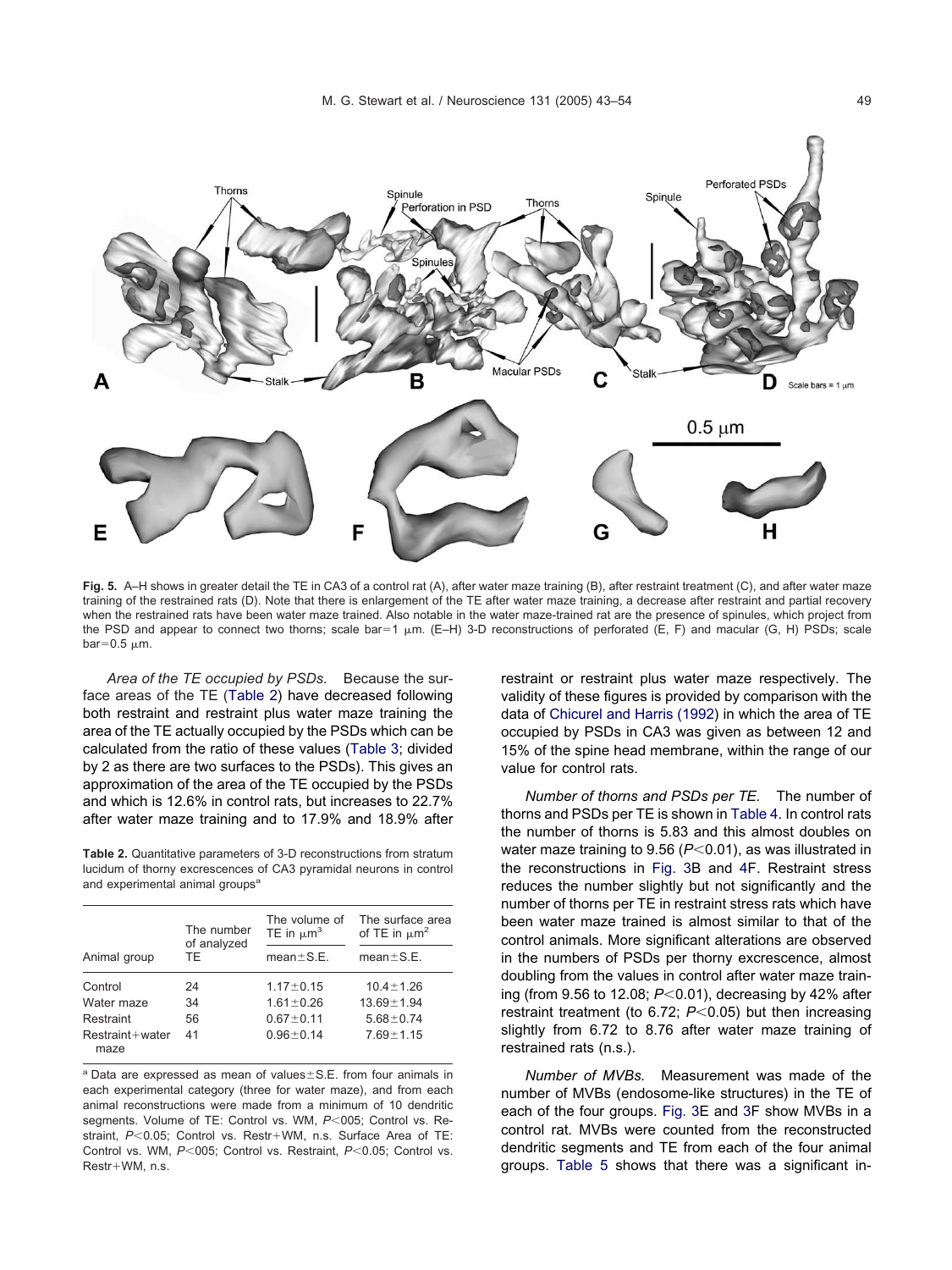Thorns

Spinule

Perforation in PSD

Spinules

Thorns

Spinule

Perforated PSDs

Stalk

Macular PSDs

Stalk

A

B

C

D

Scale bars = 1 μm

0.5 μm

E

F

G

H

**Fig. 5.** A–H shows in greater detail the TE in CA3 of a control rat (A), after water maze training (B), after restraint treatment (C), and after water maze training of the restrained rats (D). Note that there is enlargement of the TE after water maze training, a decrease after restraint and partial recovery when the restrained rats have been water maze trained. Also notable in the water maze-trained rat are the presence of spinules, which project from the PSD and appear to connect two thorns; scale bar=1 μm. (E–H) 3-D reconstructions of perforated (E, F) and macular (G, H) PSDs; scale bar=0.5 μm.

*Area of the TE occupied by PSDs.* Because the surface areas of the TE (Table 2) have decreased following both restraint and restraint plus water maze training the area of the TE actually occupied by the PSDs which can be calculated from the ratio of these values (Table 3; divided by 2 as there are two surfaces to the PSDs). This gives an approximation of the area of the TE occupied by the PSDs and which is 12.6% in control rats, but increases to 22.7% after water maze training and to 17.9% and 18.9% after restraint or restraint plus water maze respectively. The validity of these figures is provided by comparison with the data of Chicurel and Harris (1992) in which the area of TE occupied by PSDs in CA3 was given as between 12 and 15% of the spine head membrane, within the range of our value for control rats.

**Table 2.** Quantitative parameters of 3-D reconstructions from stratum lucidum of thorny excrescences of CA3 pyramidal neurons in control and experimental animal groups[a]

| Animal group | The number of analyzed TE | The volume of TE in $\mu m^3$ mean±S.E. | The surface area of TE in $\mu m^2$ mean±S.E. |
|---|---|---|---|
| Control | 24 | 1.17±0.15 | 10.4±1.26 |
| Water maze | 34 | 1.61±0.26 | 13.69±1.94 |
| Restraint | 56 | 0.67±0.11 | 5.68±0.74 |
| Restraint+water maze | 41 | 0.96±0.14 | 7.69±1.15 |

[a] Data are expressed as mean of values±S.E. from four animals in each experimental category (three for water maze), and from each animal reconstructions were made from a minimum of 10 dendritic segments. Volume of TE: Control vs. WM, $P<005$; Control vs. Restraint, $P<0.05$; Control vs. Restr+WM, n.s. Surface Area of TE: Control vs. WM, $P<005$; Control vs. Restraint, $P<0.05$; Control vs. Restr+WM, n.s.

*Number of thorns and PSDs per TE.* The number of thorns and PSDs per TE is shown in Table 4. In control rats the number of thorns is 5.83 and this almost doubles on water maze training to 9.56 ($P<0.01$), as was illustrated in the reconstructions in Fig. 3B and 4F. Restraint stress reduces the number slightly but not significantly and the number of thorns per TE in restraint stress rats which have been water maze trained is almost similar to that of the control animals. More significant alterations are observed in the numbers of PSDs per thorny excrescence, almost doubling from the values in control after water maze training (from 9.56 to 12.08; $P<0.01$), decreasing by 42% after restraint treatment (to 6.72; $P<0.05$) but then increasing slightly from 6.72 to 8.76 after water maze training of restrained rats (n.s.).

*Number of MVBs.* Measurement was made of the number of MVBs (endosome-like structures) in the TE of each of the four groups. Fig. 3E and 3F show MVBs in a control rat. MVBs were counted from the reconstructed dendritic segments and TE from each of the four animal groups. Table 5 shows that there was a significant in-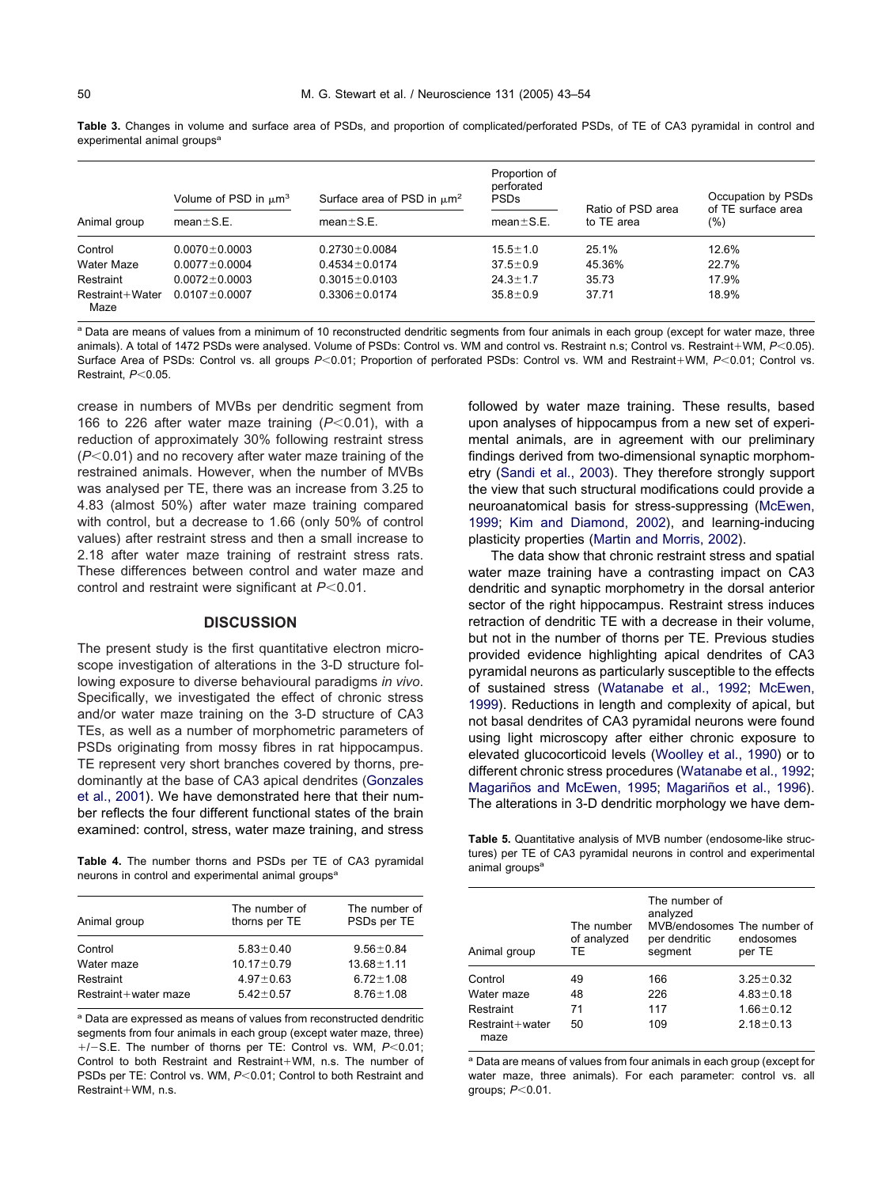**Table 3.** Changes in volume and surface area of PSDs, and proportion of complicated/perforated PSDs, of TE of CA3 pyramidal in control and experimental animal groups[a]

| Animal group | Volume of PSD in $\mu m^3$ | Surface area of PSD in $\mu m^2$ | Proportion of perforated PSDs | Ratio of PSD area to TE area | Occupation by PSDs of TE surface area (%) |
|---|---|---|---|---|---|
| | mean±S.E. | mean±S.E. | mean±S.E. | | |
| Control | 0.0070±0.0003 | 0.2730±0.0084 | 15.5±1.0 | 25.1% | 12.6% |
| Water Maze | 0.0077±0.0004 | 0.4534±0.0174 | 37.5±0.9 | 45.36% | 22.7% |
| Restraint | 0.0072±0.0003 | 0.3015±0.0103 | 24.3±1.7 | 35.73 | 17.9% |
| Restraint+Water Maze | 0.0107±0.0007 | 0.3306±0.0174 | 35.8±0.9 | 37.71 | 18.9% |

[a] Data are means of values from a minimum of 10 reconstructed dendritic segments from four animals in each group (except for water maze, three animals). A total of 1472 PSDs were analysed. Volume of PSDs: Control vs. WM and control vs. Restraint n.s; Control vs. Restraint+WM, $P<0.05$). Surface Area of PSDs: Control vs. all groups $P<0.01$; Proportion of perforated PSDs: Control vs. WM and Restraint+WM, $P<0.01$; Control vs. Restraint, $P<0.05$.

crease in numbers of MVBs per dendritic segment from 166 to 226 after water maze training ($P<0.01$), with a reduction of approximately 30% following restraint stress ($P<0.01$) and no recovery after water maze training of the restrained animals. However, when the number of MVBs was analysed per TE, there was an increase from 3.25 to 4.83 (almost 50%) after water maze training compared with control, but a decrease to 1.66 (only 50% of control values) after restraint stress and then a small increase to 2.18 after water maze training of restraint stress rats. These differences between control and water maze and control and restraint were significant at $P<0.01$.

## DISCUSSION

The present study is the first quantitative electron microscope investigation of alterations in the 3-D structure following exposure to diverse behavioural paradigms *in vivo*. Specifically, we investigated the effect of chronic stress and/or water maze training on the 3-D structure of CA3 TEs, as well as a number of morphometric parameters of PSDs originating from mossy fibres in rat hippocampus. TE represent very short branches covered by thorns, predominantly at the base of CA3 apical dendrites (Gonzales et al., 2001). We have demonstrated here that their number reflects the four different functional states of the brain examined: control, stress, water maze training, and stress followed by water maze training. These results, based upon analyses of hippocampus from a new set of experimental animals, are in agreement with our preliminary findings derived from two-dimensional synaptic morphometry (Sandi et al., 2003). They therefore strongly support the view that such structural modifications could provide a neuroanatomical basis for stress-suppressing (McEwen, 1999; Kim and Diamond, 2002), and learning-inducing plasticity properties (Martin and Morris, 2002).

**Table 4.** The number thorns and PSDs per TE of CA3 pyramidal neurons in control and experimental animal groups[a]

| Animal group | The number of thorns per TE | The number of PSDs per TE |
|---|---|---|
| Control | 5.83±0.40 | 9.56±0.84 |
| Water maze | 10.17±0.79 | 13.68±1.11 |
| Restraint | 4.97±0.63 | 6.72±1.08 |
| Restraint+water maze | 5.42±0.57 | 8.76±1.08 |

[a] Data are expressed as means of values from reconstructed dendritic segments from four animals in each group (except water maze, three) +/−S.E. The number of thorns per TE: Control vs. WM, $P<0.01$; Control to both Restraint and Restraint+WM, n.s. The number of PSDs per TE: Control vs. WM, $P<0.01$; Control to both Restraint and Restraint+WM, n.s.

The data show that chronic restraint stress and spatial water maze training have a contrasting impact on CA3 dendritic and synaptic morphometry in the dorsal anterior sector of the right hippocampus. Restraint stress induces retraction of dendritic TE with a decrease in their volume, but not in the number of thorns per TE. Previous studies provided evidence highlighting apical dendrites of CA3 pyramidal neurons as particularly susceptible to the effects of sustained stress (Watanabe et al., 1992; McEwen, 1999). Reductions in length and complexity of apical, but not basal dendrites of CA3 pyramidal neurons were found using light microscopy after either chronic exposure to elevated glucocorticoid levels (Woolley et al., 1990) or to different chronic stress procedures (Watanabe et al., 1992; Magariños and McEwen, 1995; Magariños et al., 1996). The alterations in 3-D dendritic morphology we have dem-

**Table 5.** Quantitative analysis of MVB number (endosome-like structures) per TE of CA3 pyramidal neurons in control and experimental animal groups[a]

| Animal group | The number of analyzed TE | The number of analyzed MVB/endosomes per dendritic segment | The number of endosomes per TE |
|---|---|---|---|
| Control | 49 | 166 | 3.25±0.32 |
| Water maze | 48 | 226 | 4.83±0.18 |
| Restraint | 71 | 117 | 1.66±0.12 |
| Restraint+water maze | 50 | 109 | 2.18±0.13 |

[a] Data are means of values from four animals in each group (except for water maze, three animals). For each parameter: control vs. all groups; $P<0.01$.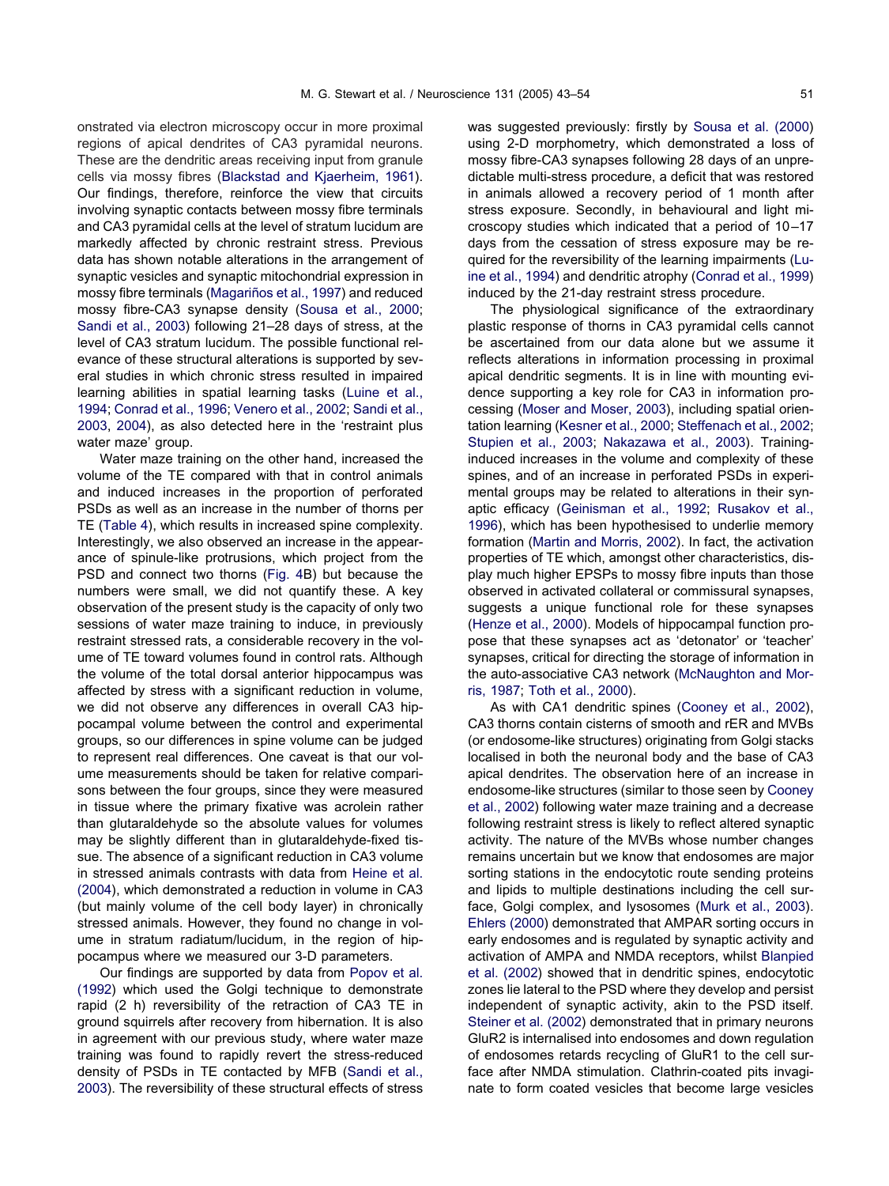onstrated via electron microscopy occur in more proximal regions of apical dendrites of CA3 pyramidal neurons. These are the dendritic areas receiving input from granule cells via mossy fibres (Blackstad and Kjaerheim, 1961). Our findings, therefore, reinforce the view that circuits involving synaptic contacts between mossy fibre terminals and CA3 pyramidal cells at the level of stratum lucidum are markedly affected by chronic restraint stress. Previous data has shown notable alterations in the arrangement of synaptic vesicles and synaptic mitochondrial expression in mossy fibre terminals (Magariños et al., 1997) and reduced mossy fibre-CA3 synapse density (Sousa et al., 2000; Sandi et al., 2003) following 21–28 days of stress, at the level of CA3 stratum lucidum. The possible functional relevance of these structural alterations is supported by several studies in which chronic stress resulted in impaired learning abilities in spatial learning tasks (Luine et al., 1994; Conrad et al., 1996; Venero et al., 2002; Sandi et al., 2003, 2004), as also detected here in the 'restraint plus water maze' group.

Water maze training on the other hand, increased the volume of the TE compared with that in control animals and induced increases in the proportion of perforated PSDs as well as an increase in the number of thorns per TE (Table 4), which results in increased spine complexity. Interestingly, we also observed an increase in the appearance of spinule-like protrusions, which project from the PSD and connect two thorns (Fig. 4B) but because the numbers were small, we did not quantify these. A key observation of the present study is the capacity of only two sessions of water maze training to induce, in previously restraint stressed rats, a considerable recovery in the volume of TE toward volumes found in control rats. Although the volume of the total dorsal anterior hippocampus was affected by stress with a significant reduction in volume, we did not observe any differences in overall CA3 hippocampal volume between the control and experimental groups, so our differences in spine volume can be judged to represent real differences. One caveat is that our volume measurements should be taken for relative comparisons between the four groups, since they were measured in tissue where the primary fixative was acrolein rather than glutaraldehyde so the absolute values for volumes may be slightly different than in glutaraldehyde-fixed tissue. The absence of a significant reduction in CA3 volume in stressed animals contrasts with data from Heine et al. (2004), which demonstrated a reduction in volume in CA3 (but mainly volume of the cell body layer) in chronically stressed animals. However, they found no change in volume in stratum radiatum/lucidum, in the region of hippocampus where we measured our 3-D parameters.

Our findings are supported by data from Popov et al. (1992) which used the Golgi technique to demonstrate rapid (2 h) reversibility of the retraction of CA3 TE in ground squirrels after recovery from hibernation. It is also in agreement with our previous study, where water maze training was found to rapidly revert the stress-reduced density of PSDs in TE contacted by MFB (Sandi et al., 2003). The reversibility of these structural effects of stress was suggested previously: firstly by Sousa et al. (2000) using 2-D morphometry, which demonstrated a loss of mossy fibre-CA3 synapses following 28 days of an unpredictable multi-stress procedure, a deficit that was restored in animals allowed a recovery period of 1 month after stress exposure. Secondly, in behavioural and light microscopy studies which indicated that a period of 10–17 days from the cessation of stress exposure may be required for the reversibility of the learning impairments (Luine et al., 1994) and dendritic atrophy (Conrad et al., 1999) induced by the 21-day restraint stress procedure.

The physiological significance of the extraordinary plastic response of thorns in CA3 pyramidal cells cannot be ascertained from our data alone but we assume it reflects alterations in information processing in proximal apical dendritic segments. It is in line with mounting evidence supporting a key role for CA3 in information processing (Moser and Moser, 2003), including spatial orientation learning (Kesner et al., 2000; Steffenach et al., 2002; Stupien et al., 2003; Nakazawa et al., 2003). Training-induced increases in the volume and complexity of these spines, and of an increase in perforated PSDs in experimental groups may be related to alterations in their synaptic efficacy (Geinisman et al., 1992; Rusakov et al., 1996), which has been hypothesised to underlie memory formation (Martin and Morris, 2002). In fact, the activation properties of TE which, amongst other characteristics, display much higher EPSPs to mossy fibre inputs than those observed in activated collateral or commissural synapses, suggests a unique functional role for these synapses (Henze et al., 2000). Models of hippocampal function propose that these synapses act as 'detonator' or 'teacher' synapses, critical for directing the storage of information in the auto-associative CA3 network (McNaughton and Morris, 1987; Toth et al., 2000).

As with CA1 dendritic spines (Cooney et al., 2002), CA3 thorns contain cisterns of smooth and rER and MVBs (or endosome-like structures) originating from Golgi stacks localised in both the neuronal body and the base of CA3 apical dendrites. The observation here of an increase in endosome-like structures (similar to those seen by Cooney et al., 2002) following water maze training and a decrease following restraint stress is likely to reflect altered synaptic activity. The nature of the MVBs whose number changes remains uncertain but we know that endosomes are major sorting stations in the endocytotic route sending proteins and lipids to multiple destinations including the cell surface, Golgi complex, and lysosomes (Murk et al., 2003). Ehlers (2000) demonstrated that AMPAR sorting occurs in early endosomes and is regulated by synaptic activity and activation of AMPA and NMDA receptors, whilst Blanpied et al. (2002) showed that in dendritic spines, endocytotic zones lie lateral to the PSD where they develop and persist independent of synaptic activity, akin to the PSD itself. Steiner et al. (2002) demonstrated that in primary neurons GluR2 is internalised into endosomes and down regulation of endosomes retards recycling of GluR1 to the cell surface after NMDA stimulation. Clathrin-coated pits invaginate to form coated vesicles that become large vesicles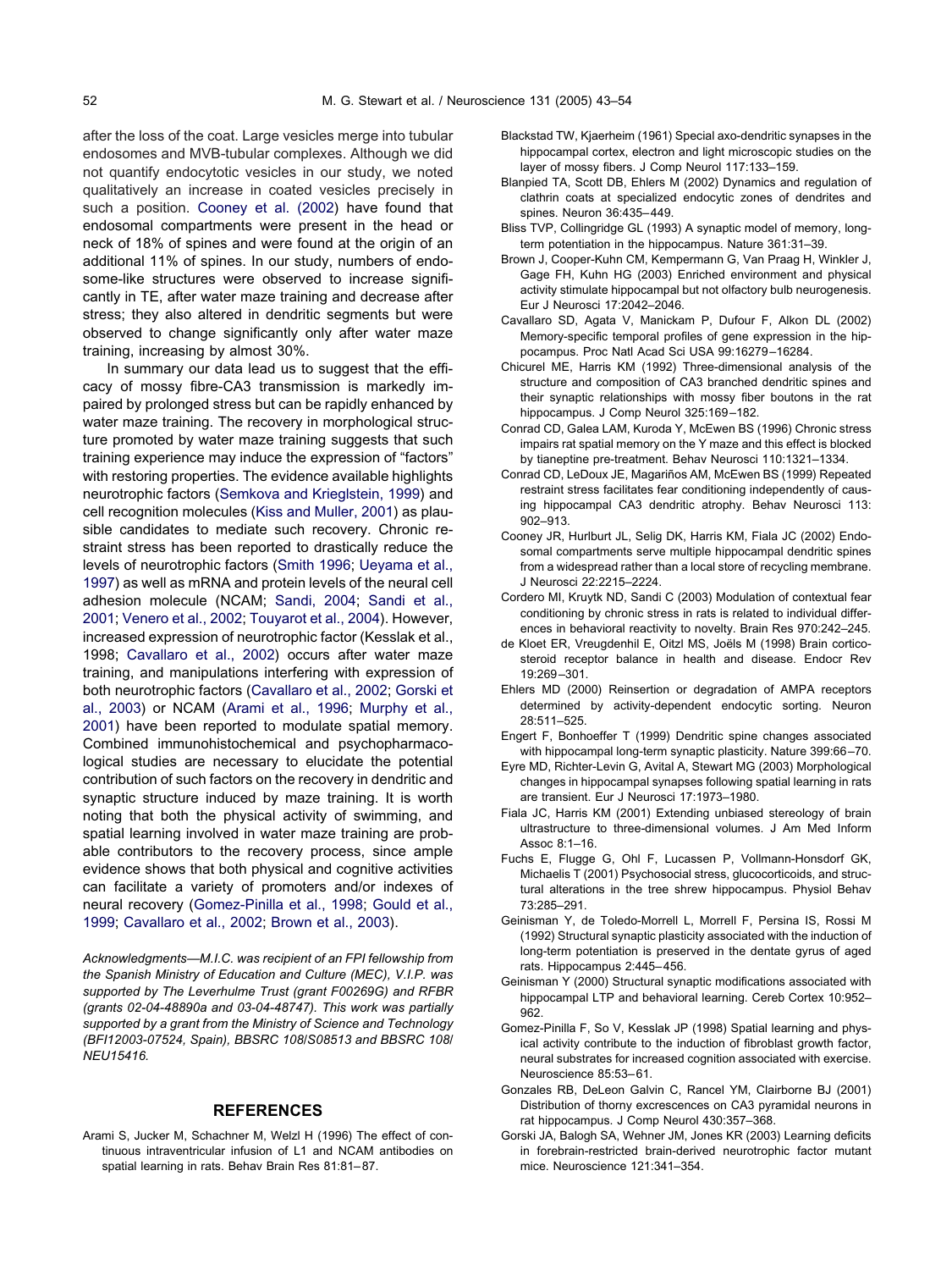after the loss of the coat. Large vesicles merge into tubular endosomes and MVB-tubular complexes. Although we did not quantify endocytotic vesicles in our study, we noted qualitatively an increase in coated vesicles precisely in such a position. Cooney et al. (2002) have found that endosomal compartments were present in the head or neck of 18% of spines and were found at the origin of an additional 11% of spines. In our study, numbers of endosome-like structures were observed to increase significantly in TE, after water maze training and decrease after stress; they also altered in dendritic segments but were observed to change significantly only after water maze training, increasing by almost 30%.

In summary our data lead us to suggest that the efficacy of mossy fibre-CA3 transmission is markedly impaired by prolonged stress but can be rapidly enhanced by water maze training. The recovery in morphological structure promoted by water maze training suggests that such training experience may induce the expression of "factors" with restoring properties. The evidence available highlights neurotrophic factors (Semkova and Krieglstein, 1999) and cell recognition molecules (Kiss and Muller, 2001) as plausible candidates to mediate such recovery. Chronic restraint stress has been reported to drastically reduce the levels of neurotrophic factors (Smith 1996; Ueyama et al., 1997) as well as mRNA and protein levels of the neural cell adhesion molecule (NCAM; Sandi, 2004; Sandi et al., 2001; Venero et al., 2002; Touyarot et al., 2004). However, increased expression of neurotrophic factor (Kesslak et al., 1998; Cavallaro et al., 2002) occurs after water maze training, and manipulations interfering with expression of both neurotrophic factors (Cavallaro et al., 2002; Gorski et al., 2003) or NCAM (Arami et al., 1996; Murphy et al., 2001) have been reported to modulate spatial memory. Combined immunohistochemical and psychopharmacological studies are necessary to elucidate the potential contribution of such factors on the recovery in dendritic and synaptic structure induced by maze training. It is worth noting that both the physical activity of swimming, and spatial learning involved in water maze training are probable contributors to the recovery process, since ample evidence shows that both physical and cognitive activities can facilitate a variety of promoters and/or indexes of neural recovery (Gomez-Pinilla et al., 1998; Gould et al., 1999; Cavallaro et al., 2002; Brown et al., 2003).

*Acknowledgments—M.I.C. was recipient of an FPI fellowship from the Spanish Ministry of Education and Culture (MEC), V.I.P. was supported by The Leverhulme Trust (grant F00269G) and RFBR (grants 02-04-48890a and 03-04-48747). This work was partially supported by a grant from the Ministry of Science and Technology (BFI12003-07524, Spain), BBSRC 108/S08513 and BBSRC 108/NEU15416.*

## REFERENCES

Arami S, Jucker M, Schachner M, Welzl H (1996) The effect of continuous intraventricular infusion of L1 and NCAM antibodies on spatial learning in rats. Behav Brain Res 81:81–87.

Blackstad TW, Kjaerheim (1961) Special axo-dendritic synapses in the hippocampal cortex, electron and light microscopic studies on the layer of mossy fibers. J Comp Neurol 117:133–159.

Blanpied TA, Scott DB, Ehlers M (2002) Dynamics and regulation of clathrin coats at specialized endocytic zones of dendrites and spines. Neuron 36:435–449.

Bliss TVP, Collingridge GL (1993) A synaptic model of memory, long-term potentiation in the hippocampus. Nature 361:31–39.

Brown J, Cooper-Kuhn CM, Kempermann G, Van Praag H, Winkler J, Gage FH, Kuhn HG (2003) Enriched environment and physical activity stimulate hippocampal but not olfactory bulb neurogenesis. Eur J Neurosci 17:2042–2046.

Cavallaro SD, Agata V, Manickam P, Dufour F, Alkon DL (2002) Memory-specific temporal profiles of gene expression in the hippocampus. Proc Natl Acad Sci USA 99:16279–16284.

Chicurel ME, Harris KM (1992) Three-dimensional analysis of the structure and composition of CA3 branched dendritic spines and their synaptic relationships with mossy fiber boutons in the rat hippocampus. J Comp Neurol 325:169–182.

Conrad CD, Galea LAM, Kuroda Y, McEwen BS (1996) Chronic stress impairs rat spatial memory on the Y maze and this effect is blocked by tianeptine pre-treatment. Behav Neurosci 110:1321–1334.

Conrad CD, LeDoux JE, Magariños AM, McEwen BS (1999) Repeated restraint stress facilitates fear conditioning independently of causing hippocampal CA3 dendritic atrophy. Behav Neurosci 113: 902–913.

Cooney JR, Hurlburt JL, Selig DK, Harris KM, Fiala JC (2002) Endosomal compartments serve multiple hippocampal dendritic spines from a widespread rather than a local store of recycling membrane. J Neurosci 22:2215–2224.

Cordero MI, Kruytk ND, Sandi C (2003) Modulation of contextual fear conditioning by chronic stress in rats is related to individual differences in behavioral reactivity to novelty. Brain Res 970:242–245.

de Kloet ER, Vreugdenhil E, Oitzl MS, Joëls M (1998) Brain corticosteroid receptor balance in health and disease. Endocr Rev 19:269–301.

Ehlers MD (2000) Reinsertion or degradation of AMPA receptors determined by activity-dependent endocytic sorting. Neuron 28:511–525.

Engert F, Bonhoeffer T (1999) Dendritic spine changes associated with hippocampal long-term synaptic plasticity. Nature 399:66–70.

Eyre MD, Richter-Levin G, Avital A, Stewart MG (2003) Morphological changes in hippocampal synapses following spatial learning in rats are transient. Eur J Neurosci 17:1973–1980.

Fiala JC, Harris KM (2001) Extending unbiased stereology of brain ultrastructure to three-dimensional volumes. J Am Med Inform Assoc 8:1–16.

Fuchs E, Flugge G, Ohl F, Lucassen P, Vollmann-Honsdorf GK, Michaelis T (2001) Psychosocial stress, glucocorticoids, and structural alterations in the tree shrew hippocampus. Physiol Behav 73:285–291.

Geinisman Y, de Toledo-Morrell L, Morrell F, Persina IS, Rossi M (1992) Structural synaptic plasticity associated with the induction of long-term potentiation is preserved in the dentate gyrus of aged rats. Hippocampus 2:445–456.

Geinisman Y (2000) Structural synaptic modifications associated with hippocampal LTP and behavioral learning. Cereb Cortex 10:952–962.

Gomez-Pinilla F, So V, Kesslak JP (1998) Spatial learning and physical activity contribute to the induction of fibroblast growth factor, neural substrates for increased cognition associated with exercise. Neuroscience 85:53–61.

Gonzales RB, DeLeon Galvin C, Rancel YM, Clairborne BJ (2001) Distribution of thorny excrescences on CA3 pyramidal neurons in rat hippocampus. J Comp Neurol 430:357–368.

Gorski JA, Balogh SA, Wehner JM, Jones KR (2003) Learning deficits in forebrain-restricted brain-derived neurotrophic factor mutant mice. Neuroscience 121:341–354.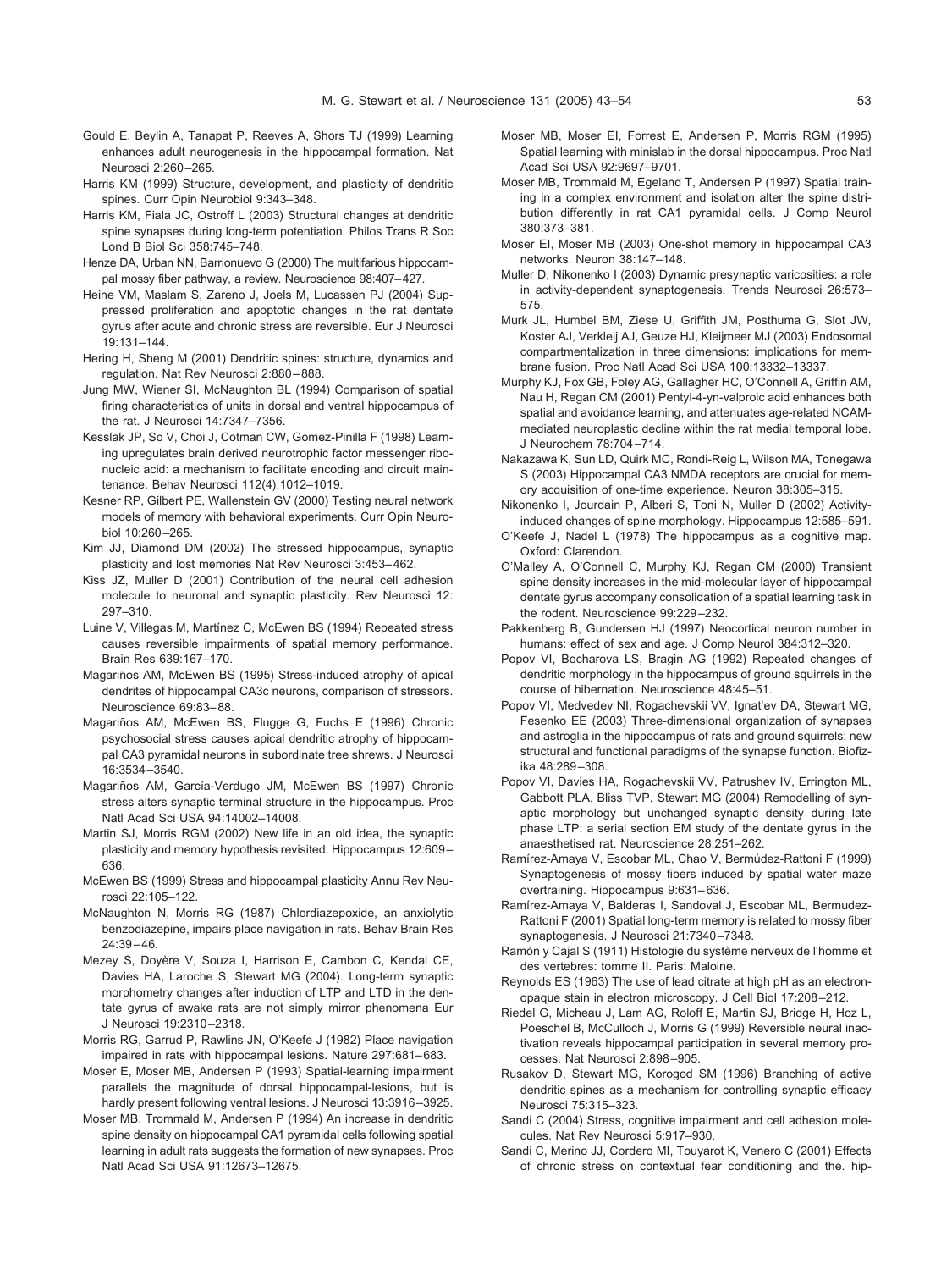Gould E, Beylin A, Tanapat P, Reeves A, Shors TJ (1999) Learning enhances adult neurogenesis in the hippocampal formation. Nat Neurosci 2:260–265.

Harris KM (1999) Structure, development, and plasticity of dendritic spines. Curr Opin Neurobiol 9:343–348.

Harris KM, Fiala JC, Ostroff L (2003) Structural changes at dendritic spine synapses during long-term potentiation. Philos Trans R Soc Lond B Biol Sci 358:745–748.

Henze DA, Urban NN, Barrionuevo G (2000) The multifarious hippocampal mossy fiber pathway, a review. Neuroscience 98:407–427.

Heine VM, Maslam S, Zareno J, Joels M, Lucassen PJ (2004) Suppressed proliferation and apoptotic changes in the rat dentate gyrus after acute and chronic stress are reversible. Eur J Neurosci 19:131–144.

Hering H, Sheng M (2001) Dendritic spines: structure, dynamics and regulation. Nat Rev Neurosci 2:880–888.

Jung MW, Wiener SI, McNaughton BL (1994) Comparison of spatial firing characteristics of units in dorsal and ventral hippocampus of the rat. J Neurosci 14:7347–7356.

Kesslak JP, So V, Choi J, Cotman CW, Gomez-Pinilla F (1998) Learning upregulates brain derived neurotrophic factor messenger ribonucleic acid: a mechanism to facilitate encoding and circuit maintenance. Behav Neurosci 112(4):1012–1019.

Kesner RP, Gilbert PE, Wallenstein GV (2000) Testing neural network models of memory with behavioral experiments. Curr Opin Neurobiol 10:260–265.

Kim JJ, Diamond DM (2002) The stressed hippocampus, synaptic plasticity and lost memories Nat Rev Neurosci 3:453–462.

Kiss JZ, Muller D (2001) Contribution of the neural cell adhesion molecule to neuronal and synaptic plasticity. Rev Neurosci 12: 297–310.

Luine V, Villegas M, Martínez C, McEwen BS (1994) Repeated stress causes reversible impairments of spatial memory performance. Brain Res 639:167–170.

Magariños AM, McEwen BS (1995) Stress-induced atrophy of apical dendrites of hippocampal CA3c neurons, comparison of stressors. Neuroscience 69:83–88.

Magariños AM, McEwen BS, Flugge G, Fuchs E (1996) Chronic psychosocial stress causes apical dendritic atrophy of hippocampal CA3 pyramidal neurons in subordinate tree shrews. J Neurosci 16:3534–3540.

Magariños AM, García-Verdugo JM, McEwen BS (1997) Chronic stress alters synaptic terminal structure in the hippocampus. Proc Natl Acad Sci USA 94:14002–14008.

Martin SJ, Morris RGM (2002) New life in an old idea, the synaptic plasticity and memory hypothesis revisited. Hippocampus 12:609–636.

McEwen BS (1999) Stress and hippocampal plasticity Annu Rev Neurosci 22:105–122.

McNaughton N, Morris RG (1987) Chlordiazepoxide, an anxiolytic benzodiazepine, impairs place navigation in rats. Behav Brain Res 24:39–46.

Mezey S, Doyère V, Souza I, Harrison E, Cambon C, Kendal CE, Davies HA, Laroche S, Stewart MG (2004). Long-term synaptic morphometry changes after induction of LTP and LTD in the dentate gyrus of awake rats are not simply mirror phenomena Eur J Neurosci 19:2310–2318.

Morris RG, Garrud P, Rawlins JN, O'Keefe J (1982) Place navigation impaired in rats with hippocampal lesions. Nature 297:681–683.

Moser E, Moser MB, Andersen P (1993) Spatial-learning impairment parallels the magnitude of dorsal hippocampal-lesions, but is hardly present following ventral lesions. J Neurosci 13:3916–3925.

Moser MB, Trommald M, Andersen P (1994) An increase in dendritic spine density on hippocampal CA1 pyramidal cells following spatial learning in adult rats suggests the formation of new synapses. Proc Natl Acad Sci USA 91:12673–12675.

Moser MB, Moser EI, Forrest E, Andersen P, Morris RGM (1995) Spatial learning with minislab in the dorsal hippocampus. Proc Natl Acad Sci USA 92:9697–9701.

Moser MB, Trommald M, Egeland T, Andersen P (1997) Spatial training in a complex environment and isolation alter the spine distribution differently in rat CA1 pyramidal cells. J Comp Neurol 380:373–381.

Moser EI, Moser MB (2003) One-shot memory in hippocampal CA3 networks. Neuron 38:147–148.

Muller D, Nikonenko I (2003) Dynamic presynaptic varicosities: a role in activity-dependent synaptogenesis. Trends Neurosci 26:573–575.

Murk JL, Humbel BM, Ziese U, Griffith JM, Posthuma G, Slot JW, Koster AJ, Verkleij AJ, Geuze HJ, Kleijmeer MJ (2003) Endosomal compartmentalization in three dimensions: implications for membrane fusion. Proc Natl Acad Sci USA 100:13332–13337.

Murphy KJ, Fox GB, Foley AG, Gallagher HC, O'Connell A, Griffin AM, Nau H, Regan CM (2001) Pentyl-4-yn-valproic acid enhances both spatial and avoidance learning, and attenuates age-related NCAM-mediated neuroplastic decline within the rat medial temporal lobe. J Neurochem 78:704–714.

Nakazawa K, Sun LD, Quirk MC, Rondi-Reig L, Wilson MA, Tonegawa S (2003) Hippocampal CA3 NMDA receptors are crucial for memory acquisition of one-time experience. Neuron 38:305–315.

Nikonenko I, Jourdain P, Alberi S, Toni N, Muller D (2002) Activity-induced changes of spine morphology. Hippocampus 12:585–591.

O'Keefe J, Nadel L (1978) The hippocampus as a cognitive map. Oxford: Clarendon.

O'Malley A, O'Connell C, Murphy KJ, Regan CM (2000) Transient spine density increases in the mid-molecular layer of hippocampal dentate gyrus accompany consolidation of a spatial learning task in the rodent. Neuroscience 99:229–232.

Pakkenberg B, Gundersen HJ (1997) Neocortical neuron number in humans: effect of sex and age. J Comp Neurol 384:312–320.

Popov VI, Bocharova LS, Bragin AG (1992) Repeated changes of dendritic morphology in the hippocampus of ground squirrels in the course of hibernation. Neuroscience 48:45–51.

Popov VI, Medvedev NI, Rogachevskii VV, Ignat'ev DA, Stewart MG, Fesenko EE (2003) Three-dimensional organization of synapses and astroglia in the hippocampus of rats and ground squirrels: new structural and functional paradigms of the synapse function. Biofizika 48:289–308.

Popov VI, Davies HA, Rogachevskii VV, Patrushev IV, Errington ML, Gabbott PLA, Bliss TVP, Stewart MG (2004) Remodelling of synaptic morphology but unchanged synaptic density during late phase LTP: a serial section EM study of the dentate gyrus in the anaesthetised rat. Neuroscience 28:251–262.

Ramírez-Amaya V, Escobar ML, Chao V, Bermúdez-Rattoni F (1999) Synaptogenesis of mossy fibers induced by spatial water maze overtraining. Hippocampus 9:631–636.

Ramírez-Amaya V, Balderas I, Sandoval J, Escobar ML, Bermudez-Rattoni F (2001) Spatial long-term memory is related to mossy fiber synaptogenesis. J Neurosci 21:7340–7348.

Ramón y Cajal S (1911) Histologie du système nerveux de l'homme et des vertebres: tomme II. Paris: Maloine.

Reynolds ES (1963) The use of lead citrate at high pH as an electron-opaque stain in electron microscopy. J Cell Biol 17:208–212.

Riedel G, Micheau J, Lam AG, Roloff E, Martin SJ, Bridge H, Hoz L, Poeschel B, McCulloch J, Morris G (1999) Reversible neural inactivation reveals hippocampal participation in several memory processes. Nat Neurosci 2:898–905.

Rusakov D, Stewart MG, Korogod SM (1996) Branching of active dendritic spines as a mechanism for controlling synaptic efficacy Neurosci 75:315–323.

Sandi C (2004) Stress, cognitive impairment and cell adhesion molecules. Nat Rev Neurosci 5:917–930.

Sandi C, Merino JJ, Cordero MI, Touyarot K, Venero C (2001) Effects of chronic stress on contextual fear conditioning and the. hip-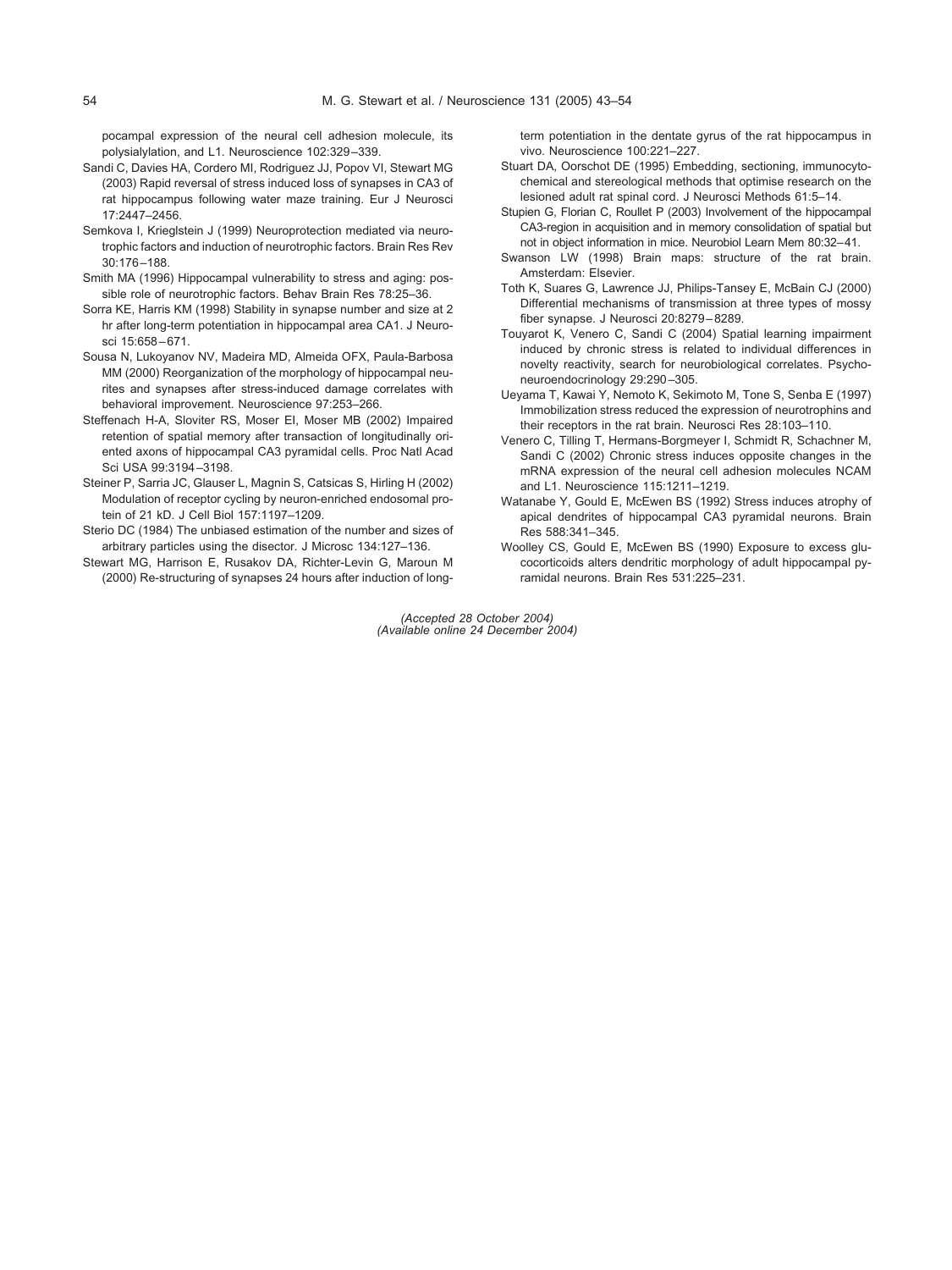pocampal expression of the neural cell adhesion molecule, its polysialylation, and L1. Neuroscience 102:329–339.

Sandi C, Davies HA, Cordero MI, Rodriguez JJ, Popov VI, Stewart MG (2003) Rapid reversal of stress induced loss of synapses in CA3 of rat hippocampus following water maze training. Eur J Neurosci 17:2447–2456.

Semkova I, Krieglstein J (1999) Neuroprotection mediated via neurotrophic factors and induction of neurotrophic factors. Brain Res Rev 30:176–188.

Smith MA (1996) Hippocampal vulnerability to stress and aging: possible role of neurotrophic factors. Behav Brain Res 78:25–36.

Sorra KE, Harris KM (1998) Stability in synapse number and size at 2 hr after long-term potentiation in hippocampal area CA1. J Neurosci 15:658–671.

Sousa N, Lukoyanov NV, Madeira MD, Almeida OFX, Paula-Barbosa MM (2000) Reorganization of the morphology of hippocampal neurites and synapses after stress-induced damage correlates with behavioral improvement. Neuroscience 97:253–266.

Steffenach H-A, Sloviter RS, Moser EI, Moser MB (2002) Impaired retention of spatial memory after transaction of longitudinally oriented axons of hippocampal CA3 pyramidal cells. Proc Natl Acad Sci USA 99:3194–3198.

Steiner P, Sarria JC, Glauser L, Magnin S, Catsicas S, Hirling H (2002) Modulation of receptor cycling by neuron-enriched endosomal protein of 21 kD. J Cell Biol 157:1197–1209.

Sterio DC (1984) The unbiased estimation of the number and sizes of arbitrary particles using the disector. J Microsc 134:127–136.

Stewart MG, Harrison E, Rusakov DA, Richter-Levin G, Maroun M (2000) Re-structuring of synapses 24 hours after induction of long-term potentiation in the dentate gyrus of the rat hippocampus in vivo. Neuroscience 100:221–227.

Stuart DA, Oorschot DE (1995) Embedding, sectioning, immunocytochemical and stereological methods that optimise research on the lesioned adult rat spinal cord. J Neurosci Methods 61:5–14.

Stupien G, Florian C, Roullet P (2003) Involvement of the hippocampal CA3-region in acquisition and in memory consolidation of spatial but not in object information in mice. Neurobiol Learn Mem 80:32–41.

Swanson LW (1998) Brain maps: structure of the rat brain. Amsterdam: Elsevier.

Toth K, Suares G, Lawrence JJ, Philips-Tansey E, McBain CJ (2000) Differential mechanisms of transmission at three types of mossy fiber synapse. J Neurosci 20:8279–8289.

Touyarot K, Venero C, Sandi C (2004) Spatial learning impairment induced by chronic stress is related to individual differences in novelty reactivity, search for neurobiological correlates. Psychoneuroendocrinology 29:290–305.

Ueyama T, Kawai Y, Nemoto K, Sekimoto M, Tone S, Senba E (1997) Immobilization stress reduced the expression of neurotrophins and their receptors in the rat brain. Neurosci Res 28:103–110.

Venero C, Tilling T, Hermans-Borgmeyer I, Schmidt R, Schachner M, Sandi C (2002) Chronic stress induces opposite changes in the mRNA expression of the neural cell adhesion molecules NCAM and L1. Neuroscience 115:1211–1219.

Watanabe Y, Gould E, McEwen BS (1992) Stress induces atrophy of apical dendrites of hippocampal CA3 pyramidal neurons. Brain Res 588:341–345.

Woolley CS, Gould E, McEwen BS (1990) Exposure to excess glucocorticoids alters dendritic morphology of adult hippocampal pyramidal neurons. Brain Res 531:225–231.

*(Accepted 28 October 2004)*
*(Available online 24 December 2004)*